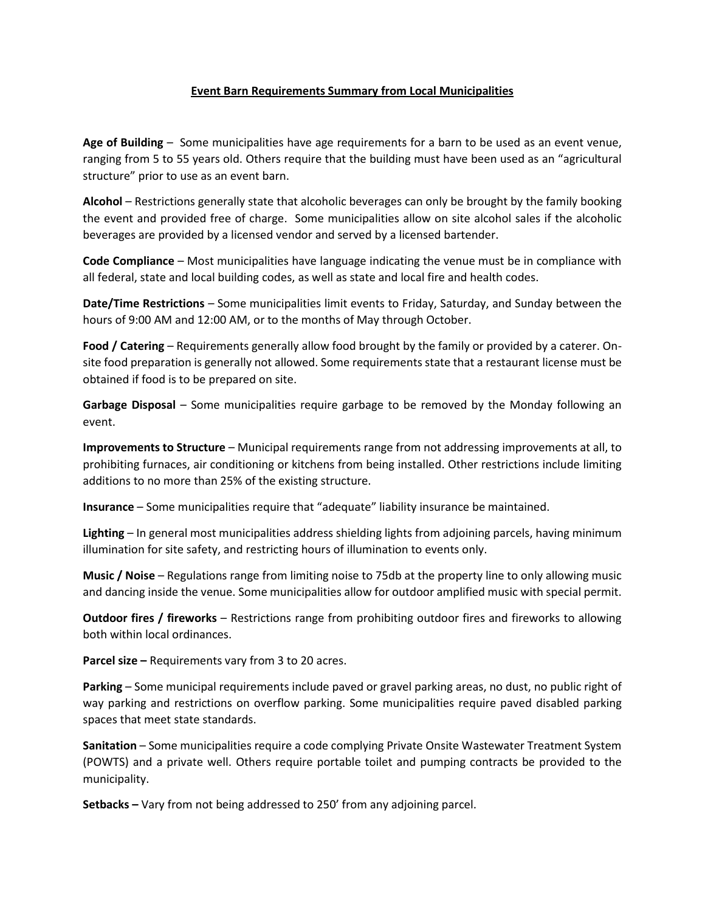# Event Barn Requirements Summary from Local Municipalities

**Age of Building** – Some municipalities have age requirements for a barn to be used as an event venue, ranging from 5 to 55 years old. Others require that the building must have been used as an "agricultural structure" prior to use as an event barn.

**Alcohol** – Restrictions generally state that alcoholic beverages can only be brought by the family booking the event and provided free of charge. Some municipalities allow on site alcohol sales if the alcoholic beverages are provided by a licensed vendor and served by a licensed bartender.

**Code Compliance** – Most municipalities have language indicating the venue must be in compliance with all federal, state and local building codes, as well as state and local fire and health codes.

**Date/Time Restrictions** – Some municipalities limit events to Friday, Saturday, and Sunday between the hours of 9:00 AM and 12:00 AM, or to the months of May through October.

**Food / Catering** – Requirements generally allow food brought by the family or provided by a caterer. On-site food preparation is generally not allowed. Some requirements state that a restaurant license must be obtained if food is to be prepared on site.

**Garbage Disposal** – Some municipalities require garbage to be removed by the Monday following an event.

**Improvements to Structure** – Municipal requirements range from not addressing improvements at all, to prohibiting furnaces, air conditioning or kitchens from being installed. Other restrictions include limiting additions to no more than 25% of the existing structure.

**Insurance** – Some municipalities require that "adequate" liability insurance be maintained.

**Lighting** – In general most municipalities address shielding lights from adjoining parcels, having minimum illumination for site safety, and restricting hours of illumination to events only.

**Music / Noise** – Regulations range from limiting noise to 75db at the property line to only allowing music and dancing inside the venue. Some municipalities allow for outdoor amplified music with special permit.

**Outdoor fires / fireworks** – Restrictions range from prohibiting outdoor fires and fireworks to allowing both within local ordinances.

**Parcel size –** Requirements vary from 3 to 20 acres.

**Parking** – Some municipal requirements include paved or gravel parking areas, no dust, no public right of way parking and restrictions on overflow parking. Some municipalities require paved disabled parking spaces that meet state standards.

**Sanitation** – Some municipalities require a code complying Private Onsite Wastewater Treatment System (POWTS) and a private well. Others require portable toilet and pumping contracts be provided to the municipality.

**Setbacks –** Vary from not being addressed to 250' from any adjoining parcel.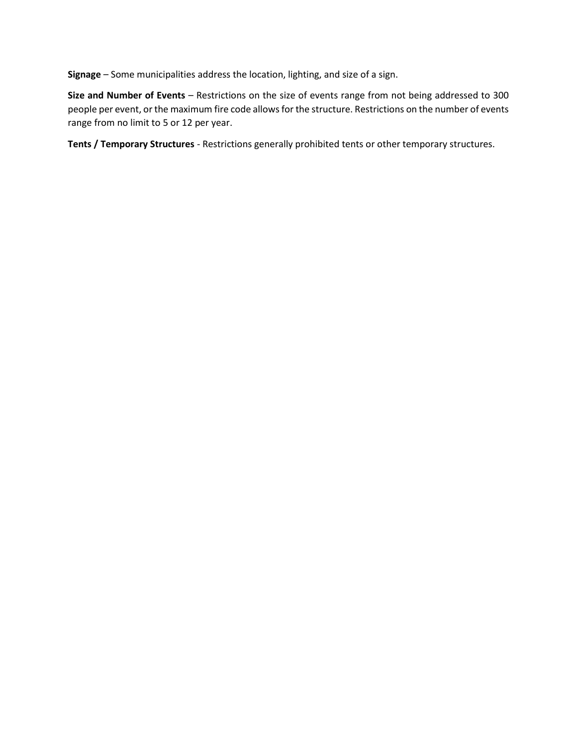**Signage** – Some municipalities address the location, lighting, and size of a sign.

**Size and Number of Events** – Restrictions on the size of events range from not being addressed to 300 people per event, or the maximum fire code allows for the structure. Restrictions on the number of events range from no limit to 5 or 12 per year.

**Tents / Temporary Structures** - Restrictions generally prohibited tents or other temporary structures.